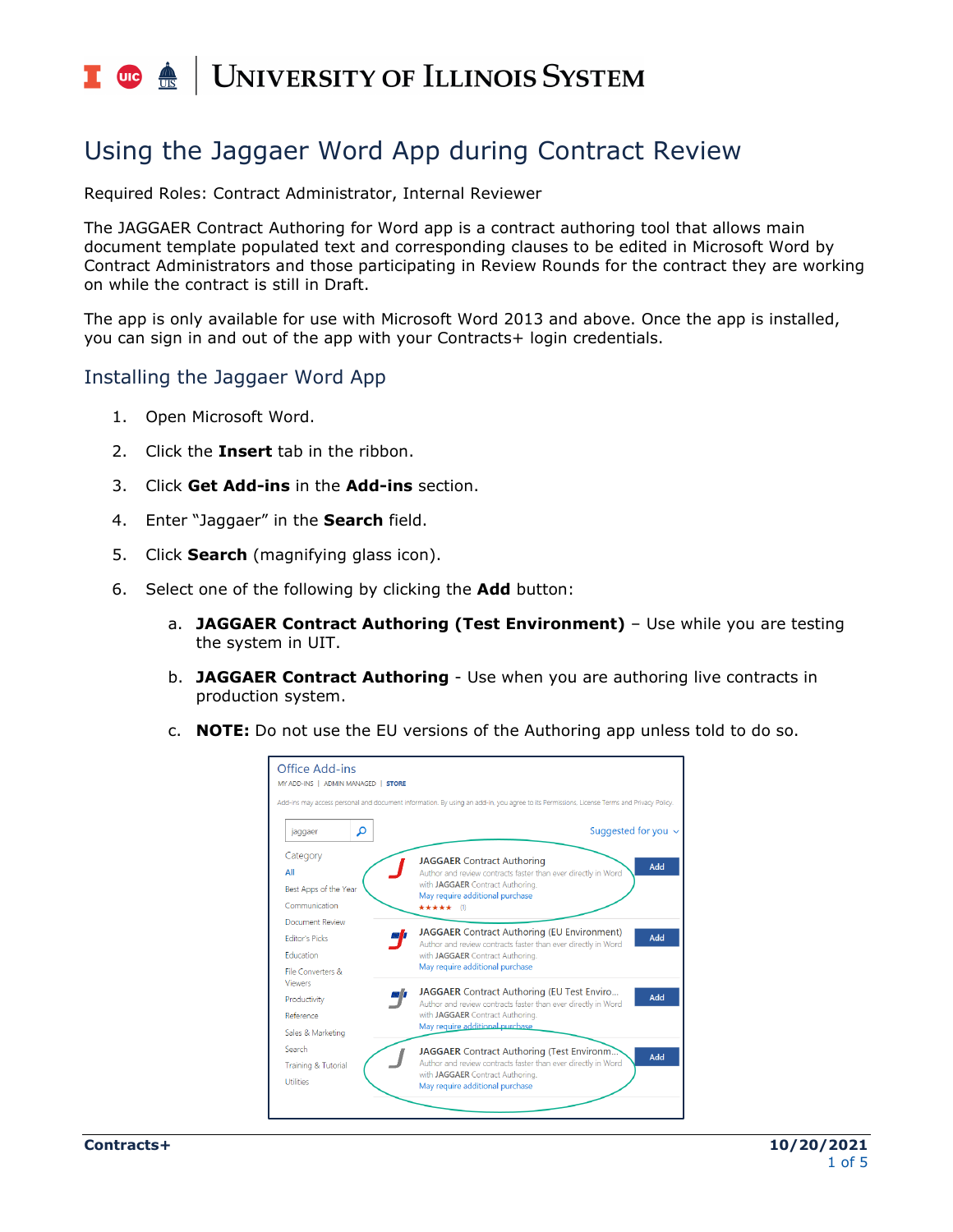# Using the Jaggaer Word App during Contract Review

Required Roles: Contract Administrator, Internal Reviewer

The JAGGAER Contract Authoring for Word app is a contract authoring tool that allows main document template populated text and corresponding clauses to be edited in Microsoft Word by Contract Administrators and those participating in Review Rounds for the contract they are working on while the contract is still in Draft.

The app is only available for use with Microsoft Word 2013 and above. Once the app is installed, you can sign in and out of the app with your Contracts+ login credentials.

## Installing the Jaggaer Word App

1. Open Microsoft Word.
2. Click the **Insert** tab in the ribbon.
3. Click **Get Add-ins** in the **Add-ins** section.
4. Enter "Jaggaer" in the **Search** field.
5. Click **Search** (magnifying glass icon).
6. Select one of the following by clicking the **Add** button:
   a. **JAGGAER Contract Authoring (Test Environment)** – Use while you are testing the system in UIT.
   b. **JAGGAER Contract Authoring** - Use when you are authoring live contracts in production system.
   c. **NOTE:** Do not use the EU versions of the Authoring app unless told to do so.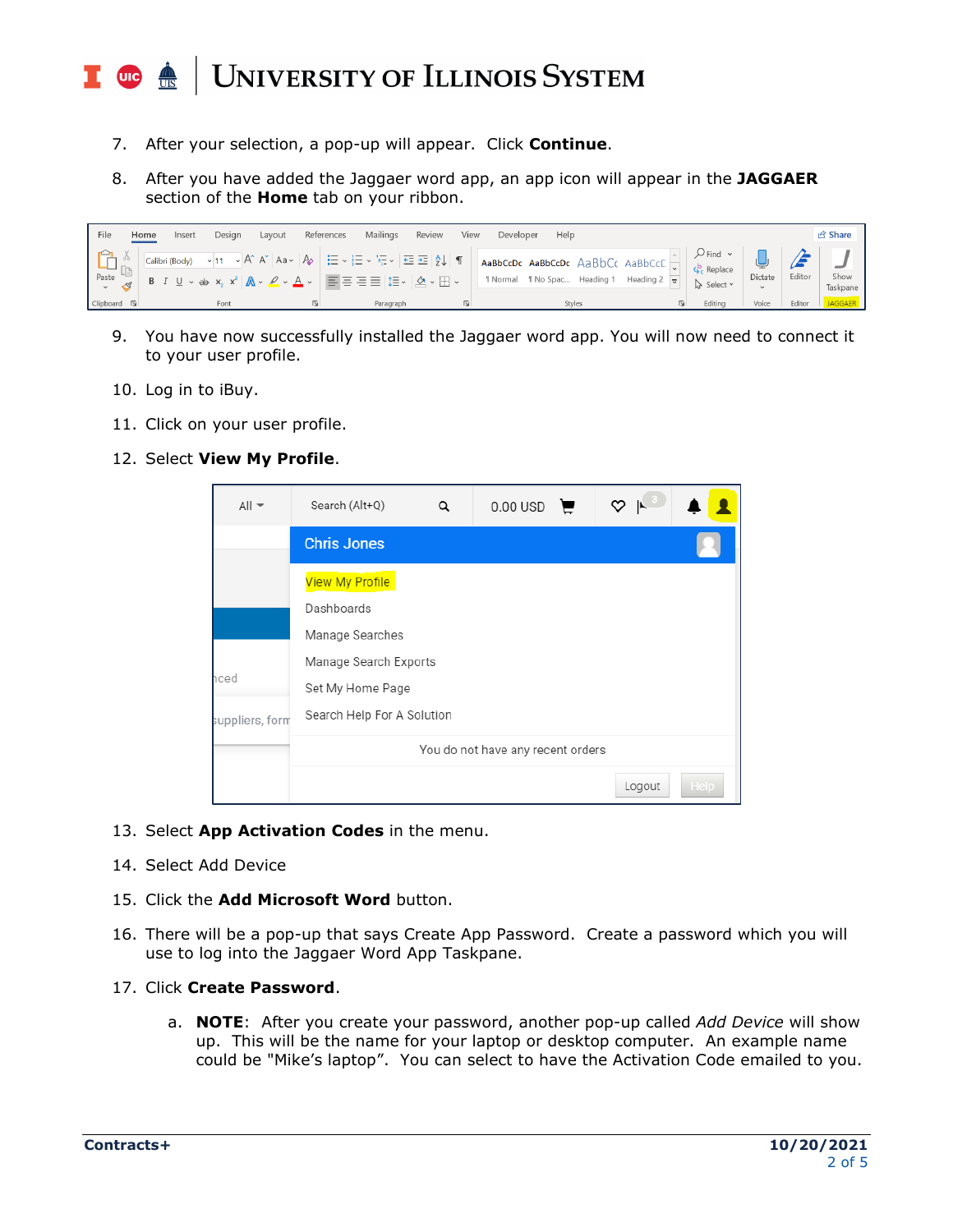7. After your selection, a pop-up will appear. Click **Continue**.
8. After you have added the Jaggaer word app, an app icon will appear in the **JAGGAER** section of the **Home** tab on your ribbon.
9. You have now successfully installed the Jaggaer word app. You will now need to connect it to your user profile.
10. Log in to iBuy.
11. Click on your user profile.
12. Select **View My Profile**.
13. Select **App Activation Codes** in the menu.
14. Select Add Device
15. Click the **Add Microsoft Word** button.
16. There will be a pop-up that says Create App Password. Create a password which you will use to log into the Jaggaer Word App Taskpane.
17. Click **Create Password**.
    a. **NOTE**: After you create your password, another pop-up called *Add Device* will show up. This will be the name for your laptop or desktop computer. An example name could be "Mike's laptop". You can select to have the Activation Code emailed to you.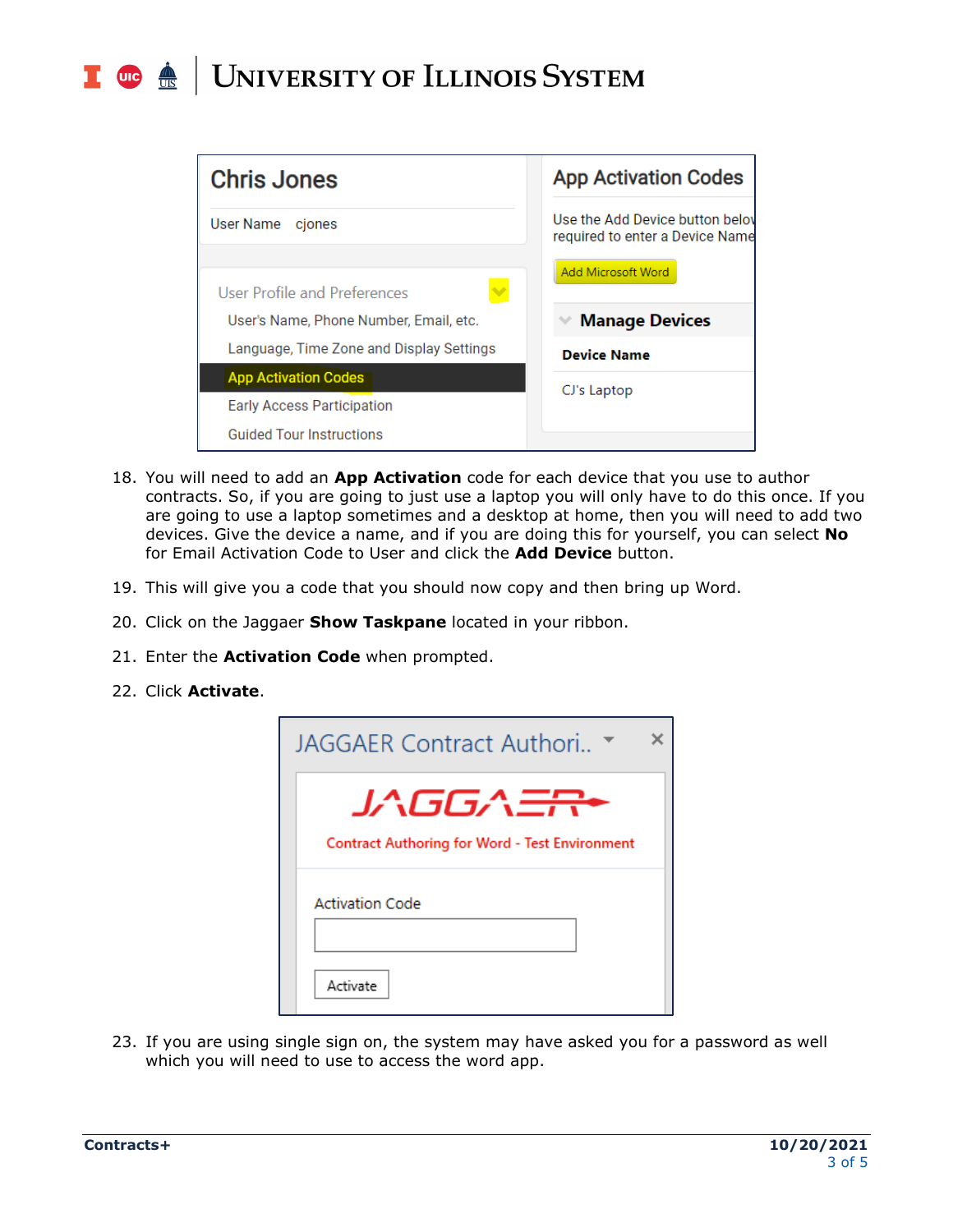18. You will need to add an **App Activation** code for each device that you use to author contracts. So, if you are going to just use a laptop you will only have to do this once. If you are going to use a laptop sometimes and a desktop at home, then you will need to add two devices. Give the device a name, and if you are doing this for yourself, you can select **No** for Email Activation Code to User and click the **Add Device** button.
19. This will give you a code that you should now copy and then bring up Word.
20. Click on the Jaggaer **Show Taskpane** located in your ribbon.
21. Enter the **Activation Code** when prompted.
22. Click **Activate**.
23. If you are using single sign on, the system may have asked you for a password as well which you will need to use to access the word app.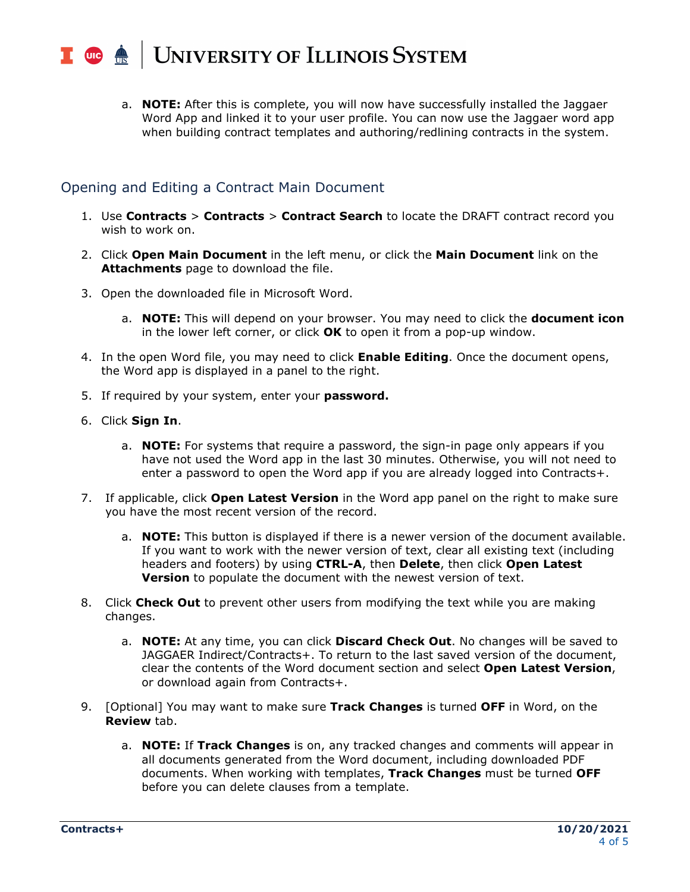a. **NOTE:** After this is complete, you will now have successfully installed the Jaggaer Word App and linked it to your user profile. You can now use the Jaggaer word app when building contract templates and authoring/redlining contracts in the system.

## Opening and Editing a Contract Main Document

1. Use **Contracts** > **Contracts** > **Contract Search** to locate the DRAFT contract record you wish to work on.

2. Click **Open Main Document** in the left menu, or click the **Main Document** link on the **Attachments** page to download the file.

3. Open the downloaded file in Microsoft Word.

   a. **NOTE:** This will depend on your browser. You may need to click the **document icon** in the lower left corner, or click **OK** to open it from a pop-up window.

4. In the open Word file, you may need to click **Enable Editing**. Once the document opens, the Word app is displayed in a panel to the right.

5. If required by your system, enter your **password.**

6. Click **Sign In**.

   a. **NOTE:** For systems that require a password, the sign-in page only appears if you have not used the Word app in the last 30 minutes. Otherwise, you will not need to enter a password to open the Word app if you are already logged into Contracts+.

7. If applicable, click **Open Latest Version** in the Word app panel on the right to make sure you have the most recent version of the record.

   a. **NOTE:** This button is displayed if there is a newer version of the document available. If you want to work with the newer version of text, clear all existing text (including headers and footers) by using **CTRL-A**, then **Delete**, then click **Open Latest Version** to populate the document with the newest version of text.

8. Click **Check Out** to prevent other users from modifying the text while you are making changes.

   a. **NOTE:** At any time, you can click **Discard Check Out**. No changes will be saved to JAGGAER Indirect/Contracts+. To return to the last saved version of the document, clear the contents of the Word document section and select **Open Latest Version**, or download again from Contracts+.

9. [Optional] You may want to make sure **Track Changes** is turned **OFF** in Word, on the **Review** tab.

   a. **NOTE:** If **Track Changes** is on, any tracked changes and comments will appear in all documents generated from the Word document, including downloaded PDF documents. When working with templates, **Track Changes** must be turned **OFF** before you can delete clauses from a template.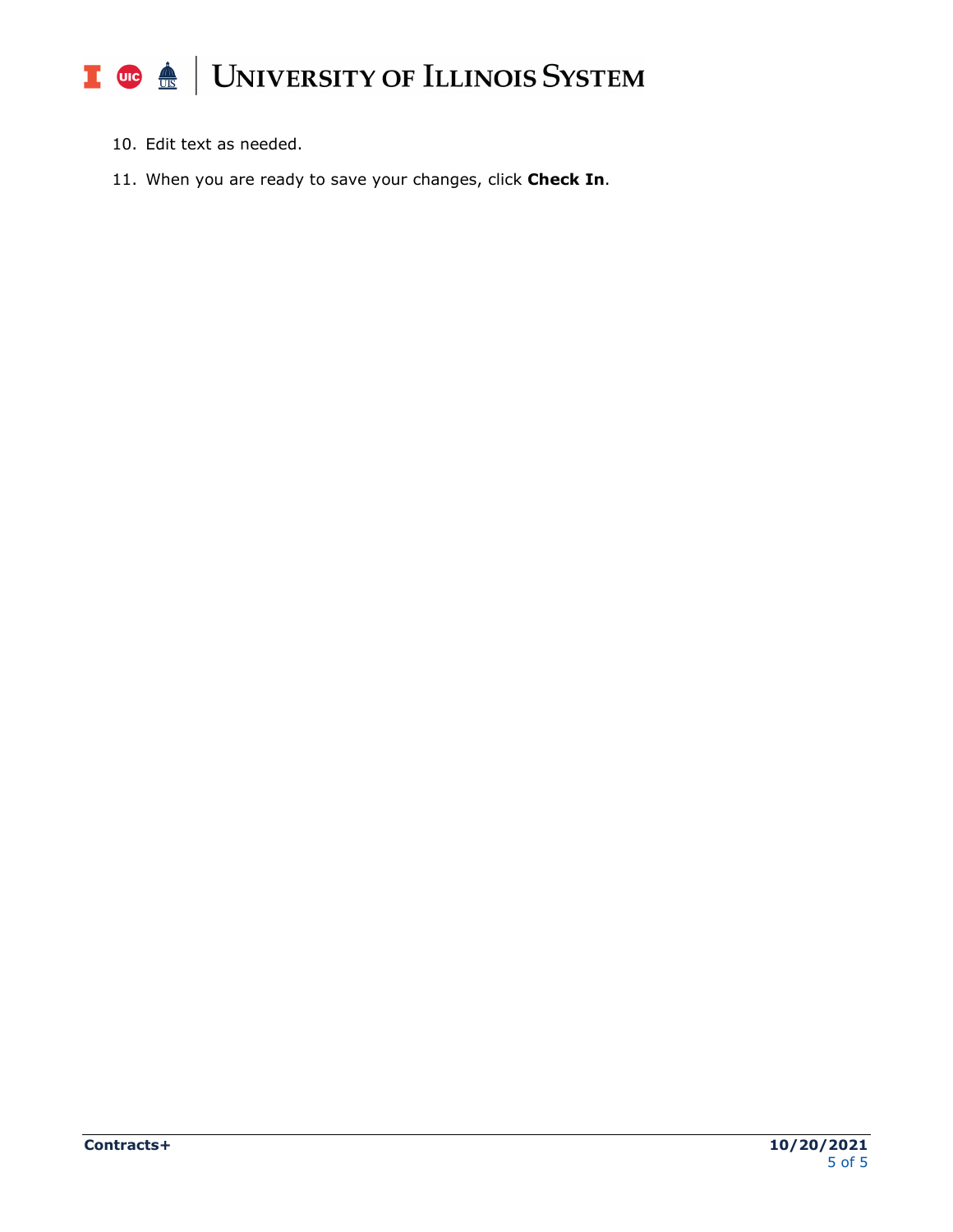10. Edit text as needed.
11. When you are ready to save your changes, click **Check In**.